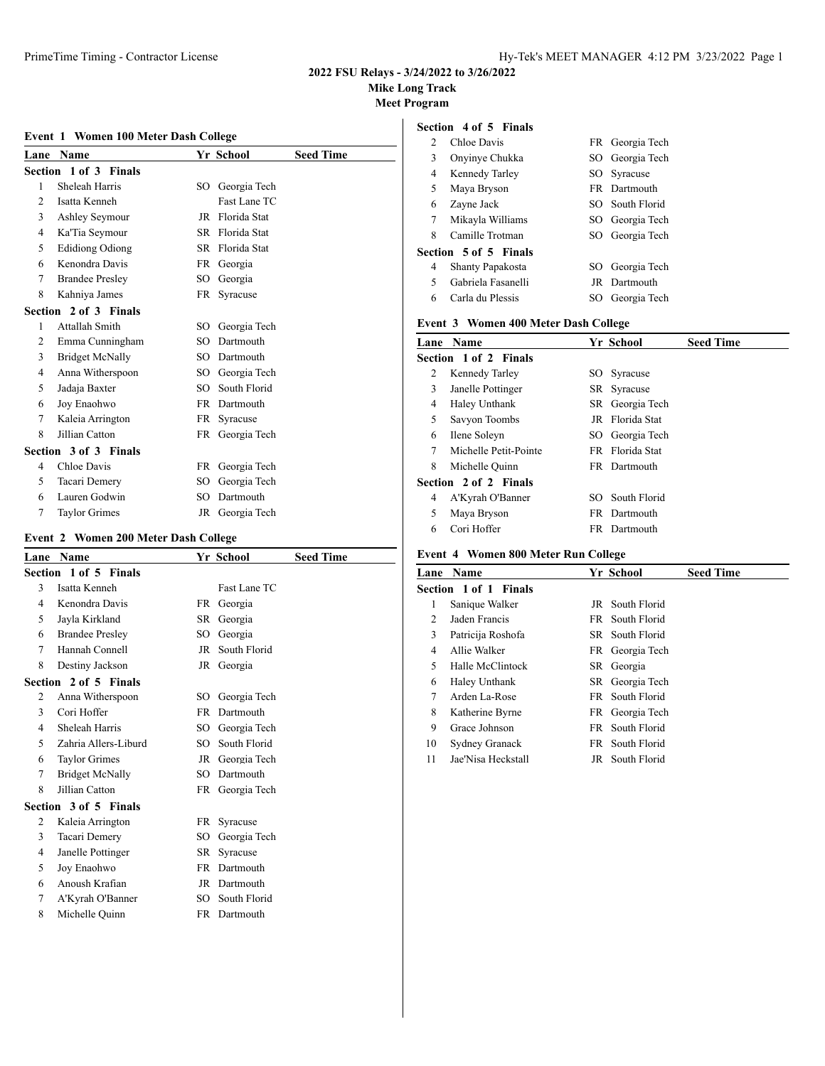# 2022 FSU Relays - 3/24/2022 to 3/26/2022

**Mike Long Track**

**Meet Program**

## Event 1 Women 100 Meter Dash College

| Lane | Name | Yr | School | Seed Time |
|---|---|---|---|---|
| **Section 1 of 3 Finals** | | | | |
| 1 | Sheleah Harris | SO | Georgia Tech | |
| 2 | Isatta Kenneh | | Fast Lane TC | |
| 3 | Ashley Seymour | JR | Florida Stat | |
| 4 | Ka'Tia Seymour | SR | Florida Stat | |
| 5 | Edidiong Odiong | SR | Florida Stat | |
| 6 | Kenondra Davis | FR | Georgia | |
| 7 | Brandee Presley | SO | Georgia | |
| 8 | Kahniya James | FR | Syracuse | |
| **Section 2 of 3 Finals** | | | | |
| 1 | Attallah Smith | SO | Georgia Tech | |
| 2 | Emma Cunningham | SO | Dartmouth | |
| 3 | Bridget McNally | SO | Dartmouth | |
| 4 | Anna Witherspoon | SO | Georgia Tech | |
| 5 | Jadaja Baxter | SO | South Florid | |
| 6 | Joy Enaohwo | FR | Dartmouth | |
| 7 | Kaleia Arrington | FR | Syracuse | |
| 8 | Jillian Catton | FR | Georgia Tech | |
| **Section 3 of 3 Finals** | | | | |
| 4 | Chloe Davis | FR | Georgia Tech | |
| 5 | Tacari Demery | SO | Georgia Tech | |
| 6 | Lauren Godwin | SO | Dartmouth | |
| 7 | Taylor Grimes | JR | Georgia Tech | |

## Event 2 Women 200 Meter Dash College

| Lane | Name | Yr | School | Seed Time |
|---|---|---|---|---|
| **Section 1 of 5 Finals** | | | | |
| 3 | Isatta Kenneh | | Fast Lane TC | |
| 4 | Kenondra Davis | FR | Georgia | |
| 5 | Jayla Kirkland | SR | Georgia | |
| 6 | Brandee Presley | SO | Georgia | |
| 7 | Hannah Connell | JR | South Florid | |
| 8 | Destiny Jackson | JR | Georgia | |
| **Section 2 of 5 Finals** | | | | |
| 2 | Anna Witherspoon | SO | Georgia Tech | |
| 3 | Cori Hoffer | FR | Dartmouth | |
| 4 | Sheleah Harris | SO | Georgia Tech | |
| 5 | Zahria Allers-Liburd | SO | South Florid | |
| 6 | Taylor Grimes | JR | Georgia Tech | |
| 7 | Bridget McNally | SO | Dartmouth | |
| 8 | Jillian Catton | FR | Georgia Tech | |
| **Section 3 of 5 Finals** | | | | |
| 2 | Kaleia Arrington | FR | Syracuse | |
| 3 | Tacari Demery | SO | Georgia Tech | |
| 4 | Janelle Pottinger | SR | Syracuse | |
| 5 | Joy Enaohwo | FR | Dartmouth | |
| 6 | Anoush Krafian | JR | Dartmouth | |
| 7 | A'Kyrah O'Banner | SO | South Florid | |
| 8 | Michelle Quinn | FR | Dartmouth | |
| **Section 4 of 5 Finals** | | | | |
| 2 | Chloe Davis | FR | Georgia Tech | |
| 3 | Onyinye Chukka | SO | Georgia Tech | |
| 4 | Kennedy Tarley | SO | Syracuse | |
| 5 | Maya Bryson | FR | Dartmouth | |
| 6 | Zayne Jack | SO | South Florid | |
| 7 | Mikayla Williams | SO | Georgia Tech | |
| 8 | Camille Trotman | SO | Georgia Tech | |
| **Section 5 of 5 Finals** | | | | |
| 4 | Shanty Papakosta | SO | Georgia Tech | |
| 5 | Gabriela Fasanelli | JR | Dartmouth | |
| 6 | Carla du Plessis | SO | Georgia Tech | |

## Event 3 Women 400 Meter Dash College

| Lane | Name | Yr | School | Seed Time |
|---|---|---|---|---|
| **Section 1 of 2 Finals** | | | | |
| 2 | Kennedy Tarley | SO | Syracuse | |
| 3 | Janelle Pottinger | SR | Syracuse | |
| 4 | Haley Unthank | SR | Georgia Tech | |
| 5 | Savyon Toombs | JR | Florida Stat | |
| 6 | Ilene Soleyn | SO | Georgia Tech | |
| 7 | Michelle Petit-Pointe | FR | Florida Stat | |
| 8 | Michelle Quinn | FR | Dartmouth | |
| **Section 2 of 2 Finals** | | | | |
| 4 | A'Kyrah O'Banner | SO | South Florid | |
| 5 | Maya Bryson | FR | Dartmouth | |
| 6 | Cori Hoffer | FR | Dartmouth | |

## Event 4 Women 800 Meter Run College

| Lane | Name | Yr | School | Seed Time |
|---|---|---|---|---|
| **Section 1 of 1 Finals** | | | | |
| 1 | Sanique Walker | JR | South Florid | |
| 2 | Jaden Francis | FR | South Florid | |
| 3 | Patricija Roshofa | SR | South Florid | |
| 4 | Allie Walker | FR | Georgia Tech | |
| 5 | Halle McClintock | SR | Georgia | |
| 6 | Haley Unthank | SR | Georgia Tech | |
| 7 | Arden La-Rose | FR | South Florid | |
| 8 | Katherine Byrne | FR | Georgia Tech | |
| 9 | Grace Johnson | FR | South Florid | |
| 10 | Sydney Granack | FR | South Florid | |
| 11 | Jae'Nisa Heckstall | JR | South Florid | |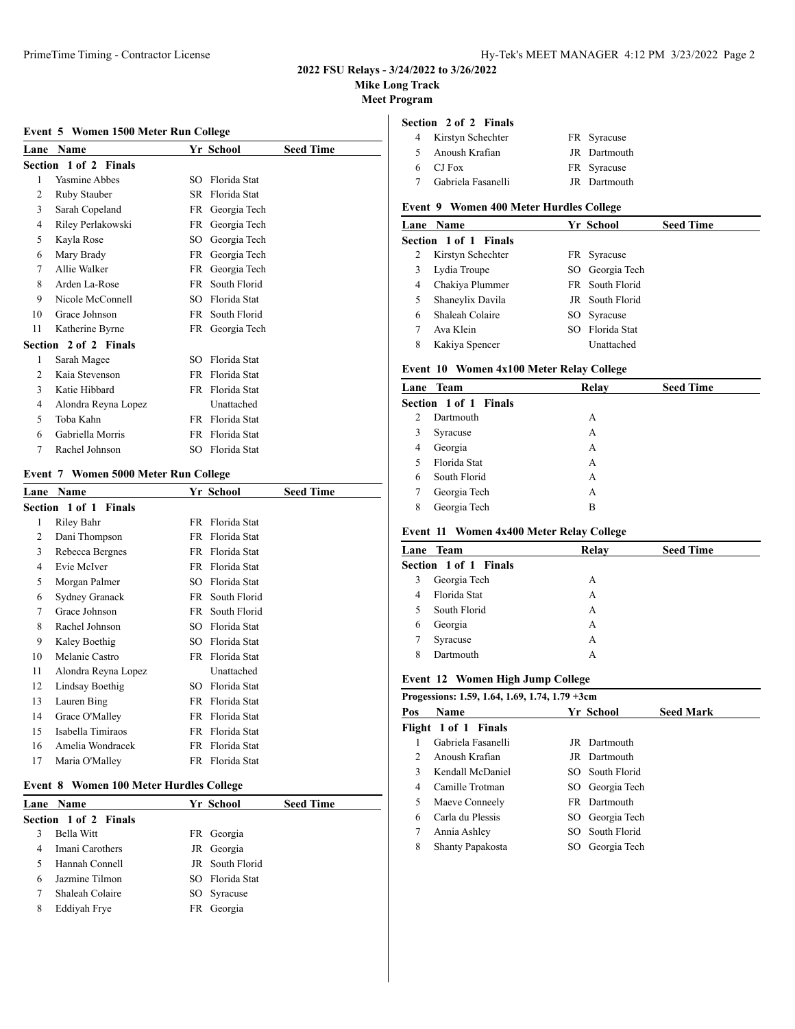2022 FSU Relays - 3/24/2022 to 3/26/2022
Mike Long Track
Meet Program

### Event 5 Women 1500 Meter Run College

| Lane | Name | Yr | School | Seed Time |
|---|---|---|---|---|
| **Section 1 of 2 Finals** | | | | |
| 1 | Yasmine Abbes | SO | Florida Stat | |
| 2 | Ruby Stauber | SR | Florida Stat | |
| 3 | Sarah Copeland | FR | Georgia Tech | |
| 4 | Riley Perlakowski | FR | Georgia Tech | |
| 5 | Kayla Rose | SO | Georgia Tech | |
| 6 | Mary Brady | FR | Georgia Tech | |
| 7 | Allie Walker | FR | Georgia Tech | |
| 8 | Arden La-Rose | FR | South Florid | |
| 9 | Nicole McConnell | SO | Florida Stat | |
| 10 | Grace Johnson | FR | South Florid | |
| 11 | Katherine Byrne | FR | Georgia Tech | |
| **Section 2 of 2 Finals** | | | | |
| 1 | Sarah Magee | SO | Florida Stat | |
| 2 | Kaia Stevenson | FR | Florida Stat | |
| 3 | Katie Hibbard | FR | Florida Stat | |
| 4 | Alondra Reyna Lopez | | Unattached | |
| 5 | Toba Kahn | FR | Florida Stat | |
| 6 | Gabriella Morris | FR | Florida Stat | |
| 7 | Rachel Johnson | SO | Florida Stat | |

### Event 7 Women 5000 Meter Run College

| Lane | Name | Yr | School | Seed Time |
|---|---|---|---|---|
| **Section 1 of 1 Finals** | | | | |
| 1 | Riley Bahr | FR | Florida Stat | |
| 2 | Dani Thompson | FR | Florida Stat | |
| 3 | Rebecca Bergnes | FR | Florida Stat | |
| 4 | Evie McIver | FR | Florida Stat | |
| 5 | Morgan Palmer | SO | Florida Stat | |
| 6 | Sydney Granack | FR | South Florid | |
| 7 | Grace Johnson | FR | South Florid | |
| 8 | Rachel Johnson | SO | Florida Stat | |
| 9 | Kaley Boethig | SO | Florida Stat | |
| 10 | Melanie Castro | FR | Florida Stat | |
| 11 | Alondra Reyna Lopez | | Unattached | |
| 12 | Lindsay Boethig | SO | Florida Stat | |
| 13 | Lauren Bing | FR | Florida Stat | |
| 14 | Grace O'Malley | FR | Florida Stat | |
| 15 | Isabella Timiraos | FR | Florida Stat | |
| 16 | Amelia Wondracek | FR | Florida Stat | |
| 17 | Maria O'Malley | FR | Florida Stat | |

### Event 8 Women 100 Meter Hurdles College

| Lane | Name | Yr | School | Seed Time |
|---|---|---|---|---|
| **Section 1 of 2 Finals** | | | | |
| 3 | Bella Witt | FR | Georgia | |
| 4 | Imani Carothers | JR | Georgia | |
| 5 | Hannah Connell | JR | South Florid | |
| 6 | Jazmine Tilmon | SO | Florida Stat | |
| 7 | Shaleah Colaire | SO | Syracuse | |
| 8 | Eddiyah Frye | FR | Georgia | |
| **Section 2 of 2 Finals** | | | | |
| 4 | Kirstyn Schechter | FR | Syracuse | |
| 5 | Anoush Krafian | JR | Dartmouth | |
| 6 | CJ Fox | FR | Syracuse | |
| 7 | Gabriela Fasanelli | JR | Dartmouth | |

### Event 9 Women 400 Meter Hurdles College

| Lane | Name | Yr | School | Seed Time |
|---|---|---|---|---|
| **Section 1 of 1 Finals** | | | | |
| 2 | Kirstyn Schechter | FR | Syracuse | |
| 3 | Lydia Troupe | SO | Georgia Tech | |
| 4 | Chakiya Plummer | FR | South Florid | |
| 5 | Shaneylix Davila | JR | South Florid | |
| 6 | Shaleah Colaire | SO | Syracuse | |
| 7 | Ava Klein | SO | Florida Stat | |
| 8 | Kakiya Spencer | | Unattached | |

### Event 10 Women 4x100 Meter Relay College

| Lane | Team | Relay | Seed Time |
|---|---|---|---|
| **Section 1 of 1 Finals** | | | |
| 2 | Dartmouth | A | |
| 3 | Syracuse | A | |
| 4 | Georgia | A | |
| 5 | Florida Stat | A | |
| 6 | South Florid | A | |
| 7 | Georgia Tech | A | |
| 8 | Georgia Tech | B | |

### Event 11 Women 4x400 Meter Relay College

| Lane | Team | Relay | Seed Time |
|---|---|---|---|
| **Section 1 of 1 Finals** | | | |
| 3 | Georgia Tech | A | |
| 4 | Florida Stat | A | |
| 5 | South Florid | A | |
| 6 | Georgia | A | |
| 7 | Syracuse | A | |
| 8 | Dartmouth | A | |

### Event 12 Women High Jump College

Progressions: 1.59, 1.64, 1.69, 1.74, 1.79 +3cm

| Pos | Name | Yr | School | Seed Mark |
|---|---|---|---|---|
| **Flight 1 of 1 Finals** | | | | |
| 1 | Gabriela Fasanelli | JR | Dartmouth | |
| 2 | Anoush Krafian | JR | Dartmouth | |
| 3 | Kendall McDaniel | SO | South Florid | |
| 4 | Camille Trotman | SO | Georgia Tech | |
| 5 | Maeve Conneely | FR | Dartmouth | |
| 6 | Carla du Plessis | SO | Georgia Tech | |
| 7 | Annia Ashley | SO | South Florid | |
| 8 | Shanty Papakosta | SO | Georgia Tech | |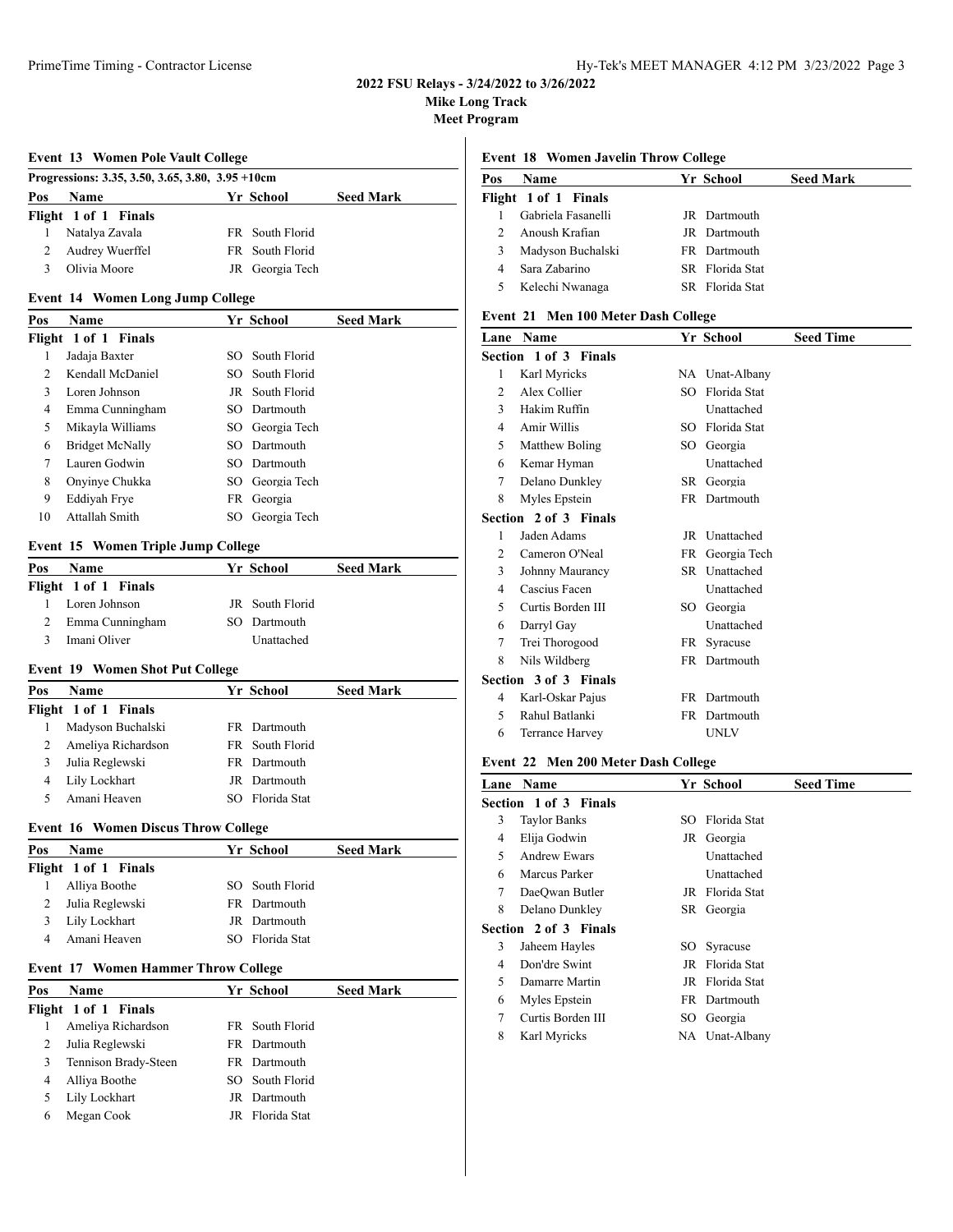## 2022 FSU Relays - 3/24/2022 to 3/26/2022

**Mike Long Track**

**Meet Program**

### Event 13 Women Pole Vault College

Progressions: 3.35, 3.50, 3.65, 3.80, 3.95 +10cm

| Pos | Name | Yr | School | Seed Mark |
|---|---|---|---|---|
| **Flight 1 of 1 Finals** | | | | |
| 1 | Natalya Zavala | FR | South Florid | |
| 2 | Audrey Wuerffel | FR | South Florid | |
| 3 | Olivia Moore | JR | Georgia Tech | |

### Event 14 Women Long Jump College

| Pos | Name | Yr | School | Seed Mark |
|---|---|---|---|---|
| **Flight 1 of 1 Finals** | | | | |
| 1 | Jadaja Baxter | SO | South Florid | |
| 2 | Kendall McDaniel | SO | South Florid | |
| 3 | Loren Johnson | JR | South Florid | |
| 4 | Emma Cunningham | SO | Dartmouth | |
| 5 | Mikayla Williams | SO | Georgia Tech | |
| 6 | Bridget McNally | SO | Dartmouth | |
| 7 | Lauren Godwin | SO | Dartmouth | |
| 8 | Onyinye Chukka | SO | Georgia Tech | |
| 9 | Eddiyah Frye | FR | Georgia | |
| 10 | Attallah Smith | SO | Georgia Tech | |

### Event 15 Women Triple Jump College

| Pos | Name | Yr | School | Seed Mark |
|---|---|---|---|---|
| **Flight 1 of 1 Finals** | | | | |
| 1 | Loren Johnson | JR | South Florid | |
| 2 | Emma Cunningham | SO | Dartmouth | |
| 3 | Imani Oliver | | Unattached | |

### Event 19 Women Shot Put College

| Pos | Name | Yr | School | Seed Mark |
|---|---|---|---|---|
| **Flight 1 of 1 Finals** | | | | |
| 1 | Madyson Buchalski | FR | Dartmouth | |
| 2 | Ameliya Richardson | FR | South Florid | |
| 3 | Julia Reglewski | FR | Dartmouth | |
| 4 | Lily Lockhart | JR | Dartmouth | |
| 5 | Amani Heaven | SO | Florida Stat | |

### Event 16 Women Discus Throw College

| Pos | Name | Yr | School | Seed Mark |
|---|---|---|---|---|
| **Flight 1 of 1 Finals** | | | | |
| 1 | Alliya Boothe | SO | South Florid | |
| 2 | Julia Reglewski | FR | Dartmouth | |
| 3 | Lily Lockhart | JR | Dartmouth | |
| 4 | Amani Heaven | SO | Florida Stat | |

### Event 17 Women Hammer Throw College

| Pos | Name | Yr | School | Seed Mark |
|---|---|---|---|---|
| **Flight 1 of 1 Finals** | | | | |
| 1 | Ameliya Richardson | FR | South Florid | |
| 2 | Julia Reglewski | FR | Dartmouth | |
| 3 | Tennison Brady-Steen | FR | Dartmouth | |
| 4 | Alliya Boothe | SO | South Florid | |
| 5 | Lily Lockhart | JR | Dartmouth | |
| 6 | Megan Cook | JR | Florida Stat | |

### Event 18 Women Javelin Throw College

| Pos | Name | Yr | School | Seed Mark |
|---|---|---|---|---|
| **Flight 1 of 1 Finals** | | | | |
| 1 | Gabriela Fasanelli | JR | Dartmouth | |
| 2 | Anoush Krafian | JR | Dartmouth | |
| 3 | Madyson Buchalski | FR | Dartmouth | |
| 4 | Sara Zabarino | SR | Florida Stat | |
| 5 | Kelechi Nwanaga | SR | Florida Stat | |

### Event 21 Men 100 Meter Dash College

| Lane | Name | Yr | School | Seed Time |
|---|---|---|---|---|
| **Section 1 of 3 Finals** | | | | |
| 1 | Karl Myricks | NA | Unat-Albany | |
| 2 | Alex Collier | SO | Florida Stat | |
| 3 | Hakim Ruffin | | Unattached | |
| 4 | Amir Willis | SO | Florida Stat | |
| 5 | Matthew Boling | SO | Georgia | |
| 6 | Kemar Hyman | | Unattached | |
| 7 | Delano Dunkley | SR | Georgia | |
| 8 | Myles Epstein | FR | Dartmouth | |
| **Section 2 of 3 Finals** | | | | |
| 1 | Jaden Adams | JR | Unattached | |
| 2 | Cameron O'Neal | FR | Georgia Tech | |
| 3 | Johnny Maurancy | SR | Unattached | |
| 4 | Cascius Facen | | Unattached | |
| 5 | Curtis Borden III | SO | Georgia | |
| 6 | Darryl Gay | | Unattached | |
| 7 | Trei Thorogood | FR | Syracuse | |
| 8 | Nils Wildberg | FR | Dartmouth | |
| **Section 3 of 3 Finals** | | | | |
| 4 | Karl-Oskar Pajus | FR | Dartmouth | |
| 5 | Rahul Batlanki | FR | Dartmouth | |
| 6 | Terrance Harvey | | UNLV | |

### Event 22 Men 200 Meter Dash College

| Lane | Name | Yr | School | Seed Time |
|---|---|---|---|---|
| **Section 1 of 3 Finals** | | | | |
| 3 | Taylor Banks | SO | Florida Stat | |
| 4 | Elija Godwin | JR | Georgia | |
| 5 | Andrew Ewars | | Unattached | |
| 6 | Marcus Parker | | Unattached | |
| 7 | DaeQwan Butler | JR | Florida Stat | |
| 8 | Delano Dunkley | SR | Georgia | |
| **Section 2 of 3 Finals** | | | | |
| 3 | Jaheem Hayles | SO | Syracuse | |
| 4 | Don'dre Swint | JR | Florida Stat | |
| 5 | Damarre Martin | JR | Florida Stat | |
| 6 | Myles Epstein | FR | Dartmouth | |
| 7 | Curtis Borden III | SO | Georgia | |
| 8 | Karl Myricks | NA | Unat-Albany | |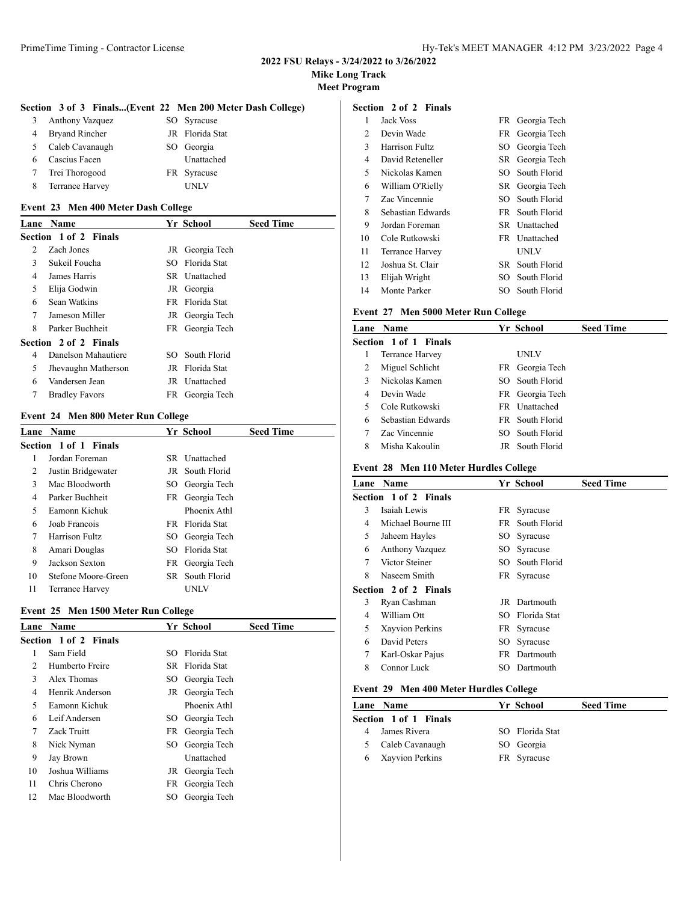### Section 3 of 3 Finals...(Event 22 Men 200 Meter Dash College)

| Lane | Name | Yr | School | Seed Time |
|---|---|---|---|---|
| 3 | Anthony Vazquez | SO | Syracuse | |
| 4 | Bryand Rincher | JR | Florida Stat | |
| 5 | Caleb Cavanaugh | SO | Georgia | |
| 6 | Cascius Facen | | Unattached | |
| 7 | Trei Thorogood | FR | Syracuse | |
| 8 | Terrance Harvey | | UNLV | |

### Event 23 Men 400 Meter Dash College

| Lane | Name | Yr | School | Seed Time |
|---|---|---|---|---|
| **Section 1 of 2 Finals** | | | | |
| 2 | Zach Jones | JR | Georgia Tech | |
| 3 | Sukeil Foucha | SO | Florida Stat | |
| 4 | James Harris | SR | Unattached | |
| 5 | Elija Godwin | JR | Georgia | |
| 6 | Sean Watkins | FR | Florida Stat | |
| 7 | Jameson Miller | JR | Georgia Tech | |
| 8 | Parker Buchheit | FR | Georgia Tech | |
| **Section 2 of 2 Finals** | | | | |
| 4 | Danelson Mahautiere | SO | South Florid | |
| 5 | Jhevaughn Matherson | JR | Florida Stat | |
| 6 | Vandersen Jean | JR | Unattached | |
| 7 | Bradley Favors | FR | Georgia Tech | |

### Event 24 Men 800 Meter Run College

| Lane | Name | Yr | School | Seed Time |
|---|---|---|---|---|
| **Section 1 of 1 Finals** | | | | |
| 1 | Jordan Foreman | SR | Unattached | |
| 2 | Justin Bridgewater | JR | South Florid | |
| 3 | Mac Bloodworth | SO | Georgia Tech | |
| 4 | Parker Buchheit | FR | Georgia Tech | |
| 5 | Eamonn Kichuk | | Phoenix Athl | |
| 6 | Joab Francois | FR | Florida Stat | |
| 7 | Harrison Fultz | SO | Georgia Tech | |
| 8 | Amari Douglas | SO | Florida Stat | |
| 9 | Jackson Sexton | FR | Georgia Tech | |
| 10 | Stefone Moore-Green | SR | South Florid | |
| 11 | Terrance Harvey | | UNLV | |

### Event 25 Men 1500 Meter Run College

| Lane | Name | Yr | School | Seed Time |
|---|---|---|---|---|
| **Section 1 of 2 Finals** | | | | |
| 1 | Sam Field | SO | Florida Stat | |
| 2 | Humberto Freire | SR | Florida Stat | |
| 3 | Alex Thomas | SO | Georgia Tech | |
| 4 | Henrik Anderson | JR | Georgia Tech | |
| 5 | Eamonn Kichuk | | Phoenix Athl | |
| 6 | Leif Andersen | SO | Georgia Tech | |
| 7 | Zack Truitt | FR | Georgia Tech | |
| 8 | Nick Nyman | SO | Georgia Tech | |
| 9 | Jay Brown | | Unattached | |
| 10 | Joshua Williams | JR | Georgia Tech | |
| 11 | Chris Cherono | FR | Georgia Tech | |
| 12 | Mac Bloodworth | SO | Georgia Tech | |
| **Section 2 of 2 Finals** | | | | |
| 1 | Jack Voss | FR | Georgia Tech | |
| 2 | Devin Wade | FR | Georgia Tech | |
| 3 | Harrison Fultz | SO | Georgia Tech | |
| 4 | David Reteneller | SR | Georgia Tech | |
| 5 | Nickolas Kamen | SO | South Florid | |
| 6 | William O'Rielly | SR | Georgia Tech | |
| 7 | Zac Vincennie | SO | South Florid | |
| 8 | Sebastian Edwards | FR | South Florid | |
| 9 | Jordan Foreman | SR | Unattached | |
| 10 | Cole Rutkowski | FR | Unattached | |
| 11 | Terrance Harvey | | UNLV | |
| 12 | Joshua St. Clair | SR | South Florid | |
| 13 | Elijah Wright | SO | South Florid | |
| 14 | Monte Parker | SO | South Florid | |

### Event 27 Men 5000 Meter Run College

| Lane | Name | Yr | School | Seed Time |
|---|---|---|---|---|
| **Section 1 of 1 Finals** | | | | |
| 1 | Terrance Harvey | | UNLV | |
| 2 | Miguel Schlicht | FR | Georgia Tech | |
| 3 | Nickolas Kamen | SO | South Florid | |
| 4 | Devin Wade | FR | Georgia Tech | |
| 5 | Cole Rutkowski | FR | Unattached | |
| 6 | Sebastian Edwards | FR | South Florid | |
| 7 | Zac Vincennie | SO | South Florid | |
| 8 | Misha Kakoulin | JR | South Florid | |

### Event 28 Men 110 Meter Hurdles College

| Lane | Name | Yr | School | Seed Time |
|---|---|---|---|---|
| **Section 1 of 2 Finals** | | | | |
| 3 | Isaiah Lewis | FR | Syracuse | |
| 4 | Michael Bourne III | FR | South Florid | |
| 5 | Jaheem Hayles | SO | Syracuse | |
| 6 | Anthony Vazquez | SO | Syracuse | |
| 7 | Victor Steiner | SO | South Florid | |
| 8 | Naseem Smith | FR | Syracuse | |
| **Section 2 of 2 Finals** | | | | |
| 3 | Ryan Cashman | JR | Dartmouth | |
| 4 | William Ott | SO | Florida Stat | |
| 5 | Xayvion Perkins | FR | Syracuse | |
| 6 | David Peters | SO | Syracuse | |
| 7 | Karl-Oskar Pajus | FR | Dartmouth | |
| 8 | Connor Luck | SO | Dartmouth | |

### Event 29 Men 400 Meter Hurdles College

| Lane | Name | Yr | School | Seed Time |
|---|---|---|---|---|
| **Section 1 of 1 Finals** | | | | |
| 4 | James Rivera | SO | Florida Stat | |
| 5 | Caleb Cavanaugh | SO | Georgia | |
| 6 | Xayvion Perkins | FR | Syracuse | |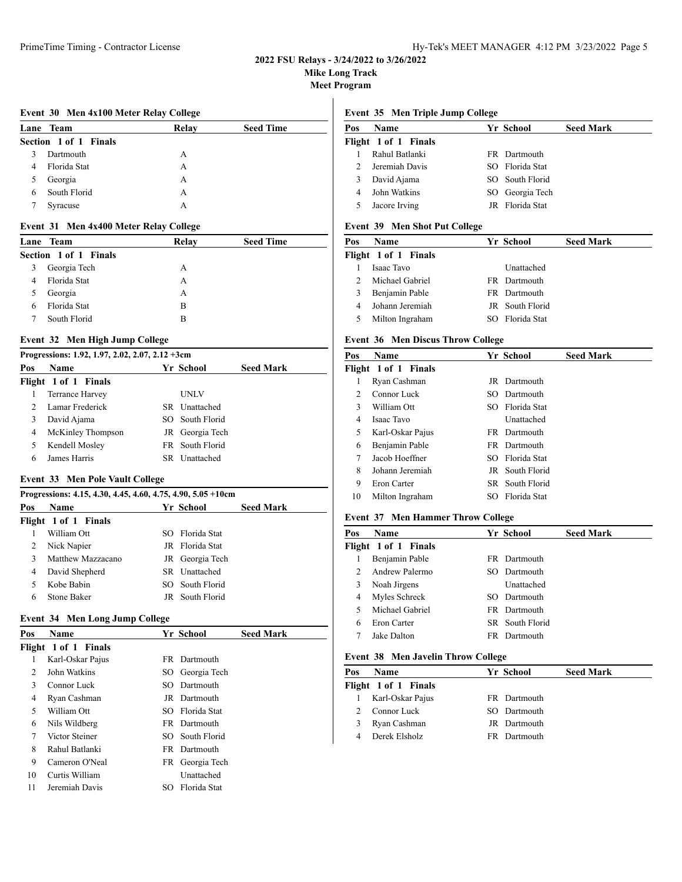## 2022 FSU Relays - 3/24/2022 to 3/26/2022

**Mike Long Track**

**Meet Program**

### Event 30 Men 4x100 Meter Relay College

| Lane | Team | Relay | Seed Time |
|---|---|---|---|
| **Section 1 of 1 Finals** | | | |
| 3 | Dartmouth | A | |
| 4 | Florida Stat | A | |
| 5 | Georgia | A | |
| 6 | South Florid | A | |
| 7 | Syracuse | A | |

### Event 31 Men 4x400 Meter Relay College

| Lane | Team | Relay | Seed Time |
|---|---|---|---|
| **Section 1 of 1 Finals** | | | |
| 3 | Georgia Tech | A | |
| 4 | Florida Stat | A | |
| 5 | Georgia | A | |
| 6 | Florida Stat | B | |
| 7 | South Florid | B | |

### Event 32 Men High Jump College

Progressions: 1.92, 1.97, 2.02, 2.07, 2.12 +3cm

| Pos | Name | Yr | School | Seed Mark |
|---|---|---|---|---|
| **Flight 1 of 1 Finals** | | | | |
| 1 | Terrance Harvey | | UNLV | |
| 2 | Lamar Frederick | SR | Unattached | |
| 3 | David Ajama | SO | South Florid | |
| 4 | McKinley Thompson | JR | Georgia Tech | |
| 5 | Kendell Mosley | FR | South Florid | |
| 6 | James Harris | SR | Unattached | |

### Event 33 Men Pole Vault College

Progressions: 4.15, 4.30, 4.45, 4.60, 4.75, 4.90, 5.05 +10cm

| Pos | Name | Yr | School | Seed Mark |
|---|---|---|---|---|
| **Flight 1 of 1 Finals** | | | | |
| 1 | William Ott | SO | Florida Stat | |
| 2 | Nick Napier | JR | Florida Stat | |
| 3 | Matthew Mazzacano | JR | Georgia Tech | |
| 4 | David Shepherd | SR | Unattached | |
| 5 | Kobe Babin | SO | South Florid | |
| 6 | Stone Baker | JR | South Florid | |

### Event 34 Men Long Jump College

| Pos | Name | Yr | School | Seed Mark |
|---|---|---|---|---|
| **Flight 1 of 1 Finals** | | | | |
| 1 | Karl-Oskar Pajus | FR | Dartmouth | |
| 2 | John Watkins | SO | Georgia Tech | |
| 3 | Connor Luck | SO | Dartmouth | |
| 4 | Ryan Cashman | JR | Dartmouth | |
| 5 | William Ott | SO | Florida Stat | |
| 6 | Nils Wildberg | FR | Dartmouth | |
| 7 | Victor Steiner | SO | South Florid | |
| 8 | Rahul Batlanki | FR | Dartmouth | |
| 9 | Cameron O'Neal | FR | Georgia Tech | |
| 10 | Curtis William | | Unattached | |
| 11 | Jeremiah Davis | SO | Florida Stat | |

### Event 35 Men Triple Jump College

| Pos | Name | Yr | School | Seed Mark |
|---|---|---|---|---|
| **Flight 1 of 1 Finals** | | | | |
| 1 | Rahul Batlanki | FR | Dartmouth | |
| 2 | Jeremiah Davis | SO | Florida Stat | |
| 3 | David Ajama | SO | South Florid | |
| 4 | John Watkins | SO | Georgia Tech | |
| 5 | Jacore Irving | JR | Florida Stat | |

### Event 39 Men Shot Put College

| Pos | Name | Yr | School | Seed Mark |
|---|---|---|---|---|
| **Flight 1 of 1 Finals** | | | | |
| 1 | Isaac Tavo | | Unattached | |
| 2 | Michael Gabriel | FR | Dartmouth | |
| 3 | Benjamin Pable | FR | Dartmouth | |
| 4 | Johann Jeremiah | JR | South Florid | |
| 5 | Milton Ingraham | SO | Florida Stat | |

### Event 36 Men Discus Throw College

| Pos | Name | Yr | School | Seed Mark |
|---|---|---|---|---|
| **Flight 1 of 1 Finals** | | | | |
| 1 | Ryan Cashman | JR | Dartmouth | |
| 2 | Connor Luck | SO | Dartmouth | |
| 3 | William Ott | SO | Florida Stat | |
| 4 | Isaac Tavo | | Unattached | |
| 5 | Karl-Oskar Pajus | FR | Dartmouth | |
| 6 | Benjamin Pable | FR | Dartmouth | |
| 7 | Jacob Hoeffner | SO | Florida Stat | |
| 8 | Johann Jeremiah | JR | South Florid | |
| 9 | Eron Carter | SR | South Florid | |
| 10 | Milton Ingraham | SO | Florida Stat | |

### Event 37 Men Hammer Throw College

| Pos | Name | Yr | School | Seed Mark |
|---|---|---|---|---|
| **Flight 1 of 1 Finals** | | | | |
| 1 | Benjamin Pable | FR | Dartmouth | |
| 2 | Andrew Palermo | SO | Dartmouth | |
| 3 | Noah Jirgens | | Unattached | |
| 4 | Myles Schreck | SO | Dartmouth | |
| 5 | Michael Gabriel | FR | Dartmouth | |
| 6 | Eron Carter | SR | South Florid | |
| 7 | Jake Dalton | FR | Dartmouth | |

### Event 38 Men Javelin Throw College

| Pos | Name | Yr | School | Seed Mark |
|---|---|---|---|---|
| **Flight 1 of 1 Finals** | | | | |
| 1 | Karl-Oskar Pajus | FR | Dartmouth | |
| 2 | Connor Luck | SO | Dartmouth | |
| 3 | Ryan Cashman | JR | Dartmouth | |
| 4 | Derek Elsholz | FR | Dartmouth | |